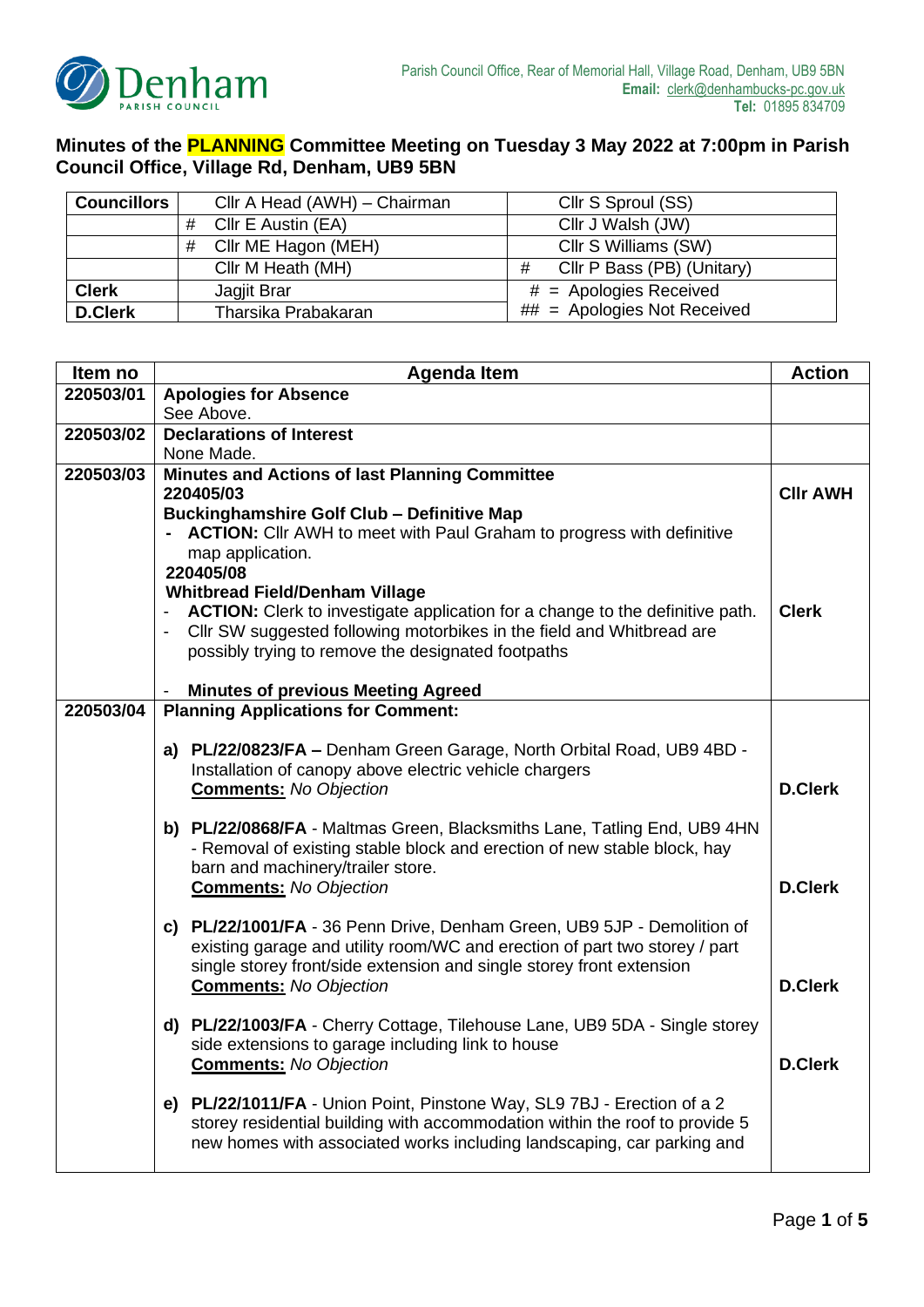Denham PARISH COUNCIL

Parish Council Office, Rear of Memorial Hall, Village Road, Denham, UB9 5BN
**Email:** clerk@denhambucks-pc.gov.uk
**Tel:** 01895 834709

# Minutes of the PLANNING Committee Meeting on Tuesday 3 May 2022 at 7:00pm in Parish Council Office, Village Rd, Denham, UB9 5BN

| **Councillors** | Cllr A Head (AWH) – Chairman | Cllr S Sproul (SS) |
|---|---|---|
| | # Cllr E Austin (EA) | Cllr J Walsh (JW) |
| | # Cllr ME Hagon (MEH) | Cllr S Williams (SW) |
| | Cllr M Heath (MH) | # Cllr P Bass (PB) (Unitary) |
| **Clerk** | Jagjit Brar | # = Apologies Received |
| **D.Clerk** | Tharsika Prabakaran | ## = Apologies Not Received |

| Item no | Agenda Item | Action |
|---|---|---|
| **220503/01** | **Apologies for Absence**<br>See Above. | |
| **220503/02** | **Declarations of Interest**<br>None Made. | |
| **220503/03** | **Minutes and Actions of last Planning Committee**<br>**220405/03**<br>**Buckinghamshire Golf Club – Definitive Map**<br>- **ACTION:** Cllr AWH to meet with Paul Graham to progress with definitive map application.<br>**220405/08**<br>**Whitbread Field/Denham Village**<br>- **ACTION:** Clerk to investigate application for a change to the definitive path.<br>- Cllr SW suggested following motorbikes in the field and Whitbread are possibly trying to remove the designated footpaths<br><br>- **Minutes of previous Meeting Agreed** | **Cllr AWH**<br><br><br><br><br>**Clerk** |
| **220503/04** | **Planning Applications for Comment:**<br><br>**a) PL/22/0823/FA –** Denham Green Garage, North Orbital Road, UB9 4BD - Installation of canopy above electric vehicle chargers<br>**Comments:** *No Objection*<br><br>**b) PL/22/0868/FA** - Maltmas Green, Blacksmiths Lane, Tatling End, UB9 4HN - Removal of existing stable block and erection of new stable block, hay barn and machinery/trailer store.<br>**Comments:** *No Objection*<br><br>**c) PL/22/1001/FA** - 36 Penn Drive, Denham Green, UB9 5JP - Demolition of existing garage and utility room/WC and erection of part two storey / part single storey front/side extension and single storey front extension<br>**Comments:** *No Objection*<br><br>**d) PL/22/1003/FA** - Cherry Cottage, Tilehouse Lane, UB9 5DA - Single storey side extensions to garage including link to house<br>**Comments:** *No Objection*<br><br>**e) PL/22/1011/FA** - Union Point, Pinstone Way, SL9 7BJ - Erection of a 2 storey residential building with accommodation within the roof to provide 5 new homes with associated works including landscaping, car parking and | <br><br><br>**D.Clerk**<br><br><br><br>**D.Clerk**<br><br><br><br>**D.Clerk**<br><br><br>**D.Clerk** |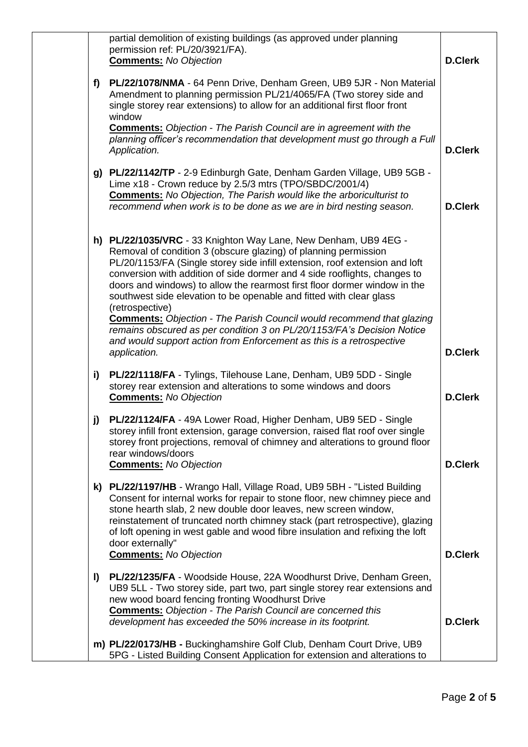| | | |
|---|---|---|
| | partial demolition of existing buildings (as approved under planning permission ref: PL/20/3921/FA).<br>**Comments:** *No Objection* | **D.Clerk** |
| | **f) PL/22/1078/NMA** - 64 Penn Drive, Denham Green, UB9 5JR - Non Material Amendment to planning permission PL/21/4065/FA (Two storey side and single storey rear extensions) to allow for an additional first floor front window<br>**Comments:** *Objection - The Parish Council are in agreement with the planning officer's recommendation that development must go through a Full Application.* | **D.Clerk** |
| | **g) PL/22/1142/TP** - 2-9 Edinburgh Gate, Denham Garden Village, UB9 5GB - Lime x18 - Crown reduce by 2.5/3 mtrs (TPO/SBDC/2001/4)<br>**Comments:** *No Objection, The Parish would like the arboriculturist to recommend when work is to be done as we are in bird nesting season.* | **D.Clerk** |
| | **h) PL/22/1035/VRC** - 33 Knighton Way Lane, New Denham, UB9 4EG - Removal of condition 3 (obscure glazing) of planning permission PL/20/1153/FA (Single storey side infill extension, roof extension and loft conversion with addition of side dormer and 4 side rooflights, changes to doors and windows) to allow the rearmost first floor dormer window in the southwest side elevation to be openable and fitted with clear glass (retrospective)<br>**Comments:** *Objection - The Parish Council would recommend that glazing remains obscured as per condition 3 on PL/20/1153/FA's Decision Notice and would support action from Enforcement as this is a retrospective application.* | **D.Clerk** |
| | **i) PL/22/1118/FA** - Tylings, Tilehouse Lane, Denham, UB9 5DD - Single storey rear extension and alterations to some windows and doors<br>**Comments:** *No Objection* | **D.Clerk** |
| | **j) PL/22/1124/FA** - 49A Lower Road, Higher Denham, UB9 5ED - Single storey infill front extension, garage conversion, raised flat roof over single storey front projections, removal of chimney and alterations to ground floor rear windows/doors<br>**Comments:** *No Objection* | **D.Clerk** |
| | **k) PL/22/1197/HB** - Wrango Hall, Village Road, UB9 5BH - "Listed Building Consent for internal works for repair to stone floor, new chimney piece and stone hearth slab, 2 new double door leaves, new screen window, reinstatement of truncated north chimney stack (part retrospective), glazing of loft opening in west gable and wood fibre insulation and refixing the loft door externally"<br>**Comments:** *No Objection* | **D.Clerk** |
| | **l) PL/22/1235/FA** - Woodside House, 22A Woodhurst Drive, Denham Green, UB9 5LL - Two storey side, part two, part single storey rear extensions and new wood board fencing fronting Woodhurst Drive<br>**Comments:** *Objection - The Parish Council are concerned this development has exceeded the 50% increase in its footprint.* | **D.Clerk** |
| | **m) PL/22/0173/HB -** Buckinghamshire Golf Club, Denham Court Drive, UB9 5PG - Listed Building Consent Application for extension and alterations to | |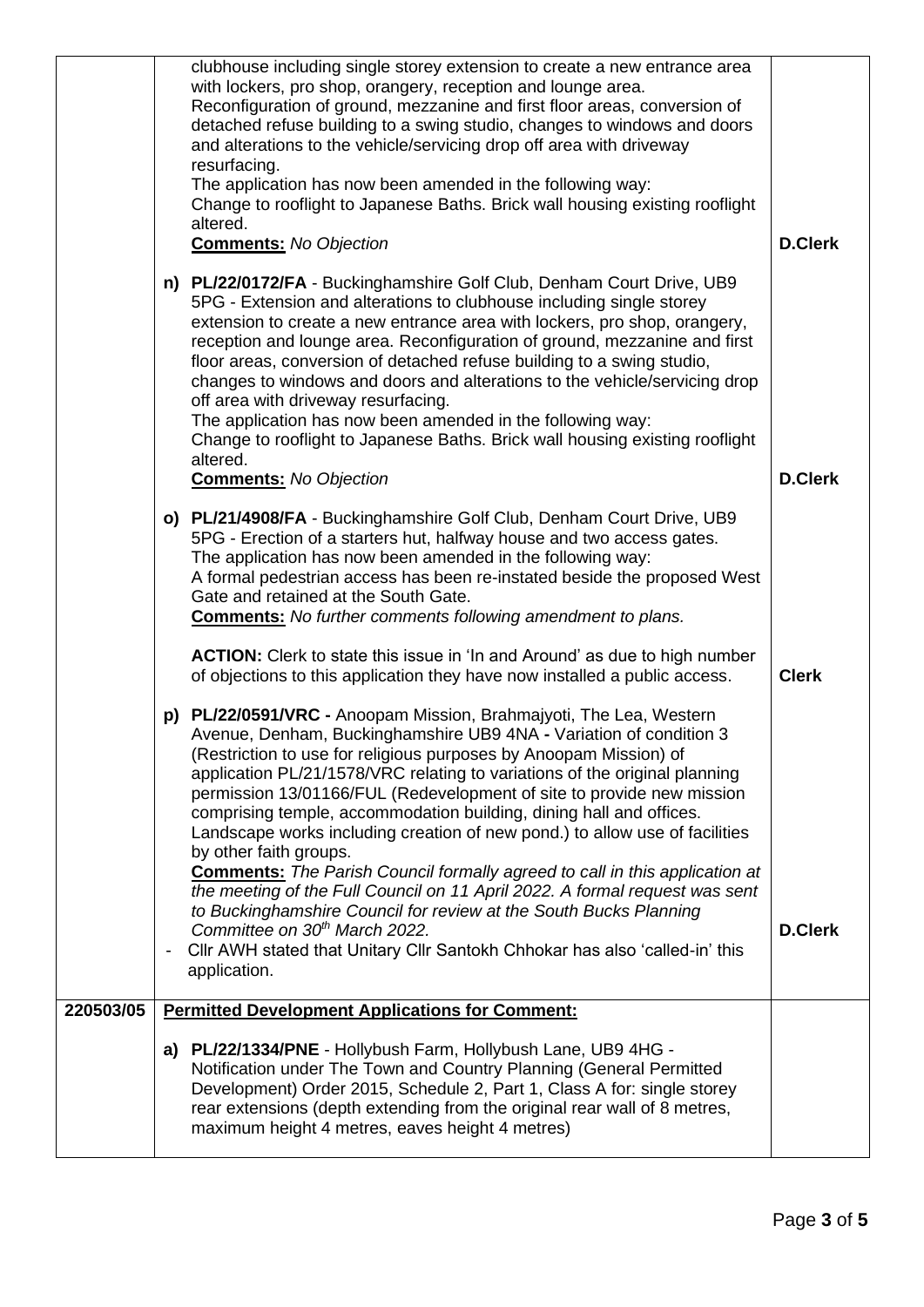| | | |
|---|---|---|
| | clubhouse including single storey extension to create a new entrance area with lockers, pro shop, orangery, reception and lounge area. Reconfiguration of ground, mezzanine and first floor areas, conversion of detached refuse building to a swing studio, changes to windows and doors and alterations to the vehicle/servicing drop off area with driveway resurfacing.<br>The application has now been amended in the following way:<br>Change to rooflight to Japanese Baths. Brick wall housing existing rooflight altered.<br>**Comments:** *No Objection* | **D.Clerk** |
| | **n) PL/22/0172/FA** - Buckinghamshire Golf Club, Denham Court Drive, UB9 5PG - Extension and alterations to clubhouse including single storey extension to create a new entrance area with lockers, pro shop, orangery, reception and lounge area. Reconfiguration of ground, mezzanine and first floor areas, conversion of detached refuse building to a swing studio, changes to windows and doors and alterations to the vehicle/servicing drop off area with driveway resurfacing.<br>The application has now been amended in the following way:<br>Change to rooflight to Japanese Baths. Brick wall housing existing rooflight altered.<br>**Comments:** *No Objection* | **D.Clerk** |
| | **o) PL/21/4908/FA** - Buckinghamshire Golf Club, Denham Court Drive, UB9 5PG - Erection of a starters hut, halfway house and two access gates.<br>The application has now been amended in the following way:<br>A formal pedestrian access has been re-instated beside the proposed West Gate and retained at the South Gate.<br>**Comments:** *No further comments following amendment to plans.*<br><br>**ACTION:** Clerk to state this issue in 'In and Around' as due to high number of objections to this application they have now installed a public access. | **Clerk** |
| | **p) PL/22/0591/VRC -** Anoopam Mission, Brahmajyoti, The Lea, Western Avenue, Denham, Buckinghamshire UB9 4NA **-** Variation of condition 3 (Restriction to use for religious purposes by Anoopam Mission) of application PL/21/1578/VRC relating to variations of the original planning permission 13/01166/FUL (Redevelopment of site to provide new mission comprising temple, accommodation building, dining hall and offices. Landscape works including creation of new pond.) to allow use of facilities by other faith groups.<br>**Comments:** *The Parish Council formally agreed to call in this application at the meeting of the Full Council on 11 April 2022. A formal request was sent to Buckinghamshire Council for review at the South Bucks Planning Committee on 30th March 2022.*<br>- Cllr AWH stated that Unitary Cllr Santokh Chhokar has also 'called-in' this application. | **D.Clerk** |
| **220503/05** | **Permitted Development Applications for Comment:**<br><br>**a) PL/22/1334/PNE** - Hollybush Farm, Hollybush Lane, UB9 4HG - Notification under The Town and Country Planning (General Permitted Development) Order 2015, Schedule 2, Part 1, Class A for: single storey rear extensions (depth extending from the original rear wall of 8 metres, maximum height 4 metres, eaves height 4 metres) | |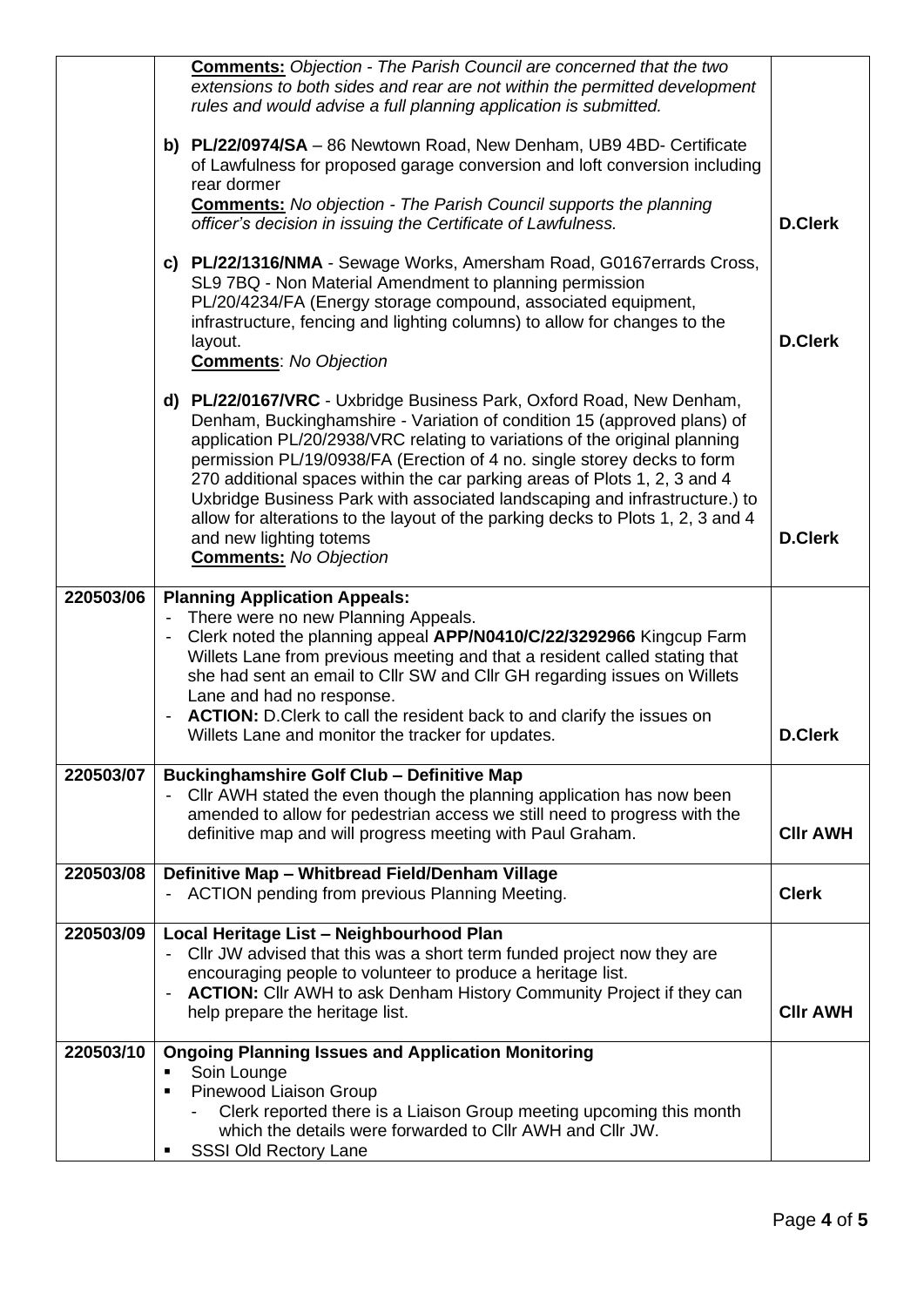| | | |
|---|---|---|
| | **Comments:** *Objection - The Parish Council are concerned that the two extensions to both sides and rear are not within the permitted development rules and would advise a full planning application is submitted.*<br><br>**b) PL/22/0974/SA** – 86 Newtown Road, New Denham, UB9 4BD- Certificate of Lawfulness for proposed garage conversion and loft conversion including rear dormer<br>**Comments:** *No objection - The Parish Council supports the planning officer's decision in issuing the Certificate of Lawfulness.*<br><br>**c) PL/22/1316/NMA** - Sewage Works, Amersham Road, G0167errards Cross, SL9 7BQ - Non Material Amendment to planning permission PL/20/4234/FA (Energy storage compound, associated equipment, infrastructure, fencing and lighting columns) to allow for changes to the layout.<br>**Comments**: *No Objection*<br><br>**d) PL/22/0167/VRC** - Uxbridge Business Park, Oxford Road, New Denham, Denham, Buckinghamshire - Variation of condition 15 (approved plans) of application PL/20/2938/VRC relating to variations of the original planning permission PL/19/0938/FA (Erection of 4 no. single storey decks to form 270 additional spaces within the car parking areas of Plots 1, 2, 3 and 4 Uxbridge Business Park with associated landscaping and infrastructure.) to allow for alterations to the layout of the parking decks to Plots 1, 2, 3 and 4 and new lighting totems<br>**Comments:** *No Objection* | <br><br><br><br><br><br>**D.Clerk**<br><br><br><br><br><br>**D.Clerk**<br><br><br><br><br><br><br><br><br>**D.Clerk** |
| **220503/06** | **Planning Application Appeals:**<br>- There were no new Planning Appeals.<br>- Clerk noted the planning appeal **APP/N0410/C/22/3292966** Kingcup Farm Willets Lane from previous meeting and that a resident called stating that she had sent an email to Cllr SW and Cllr GH regarding issues on Willets Lane and had no response.<br>- **ACTION:** D.Clerk to call the resident back to and clarify the issues on Willets Lane and monitor the tracker for updates. | **D.Clerk** |
| **220503/07** | **Buckinghamshire Golf Club – Definitive Map**<br>- Cllr AWH stated the even though the planning application has now been amended to allow for pedestrian access we still need to progress with the definitive map and will progress meeting with Paul Graham. | **Cllr AWH** |
| **220503/08** | **Definitive Map – Whitbread Field/Denham Village**<br>- ACTION pending from previous Planning Meeting. | **Clerk** |
| **220503/09** | **Local Heritage List – Neighbourhood Plan**<br>- Cllr JW advised that this was a short term funded project now they are encouraging people to volunteer to produce a heritage list.<br>- **ACTION:** Cllr AWH to ask Denham History Community Project if they can help prepare the heritage list. | **Cllr AWH** |
| **220503/10** | **Ongoing Planning Issues and Application Monitoring**<br>▪ Soin Lounge<br>▪ Pinewood Liaison Group<br>  - Clerk reported there is a Liaison Group meeting upcoming this month which the details were forwarded to Cllr AWH and Cllr JW.<br>▪ SSSI Old Rectory Lane | |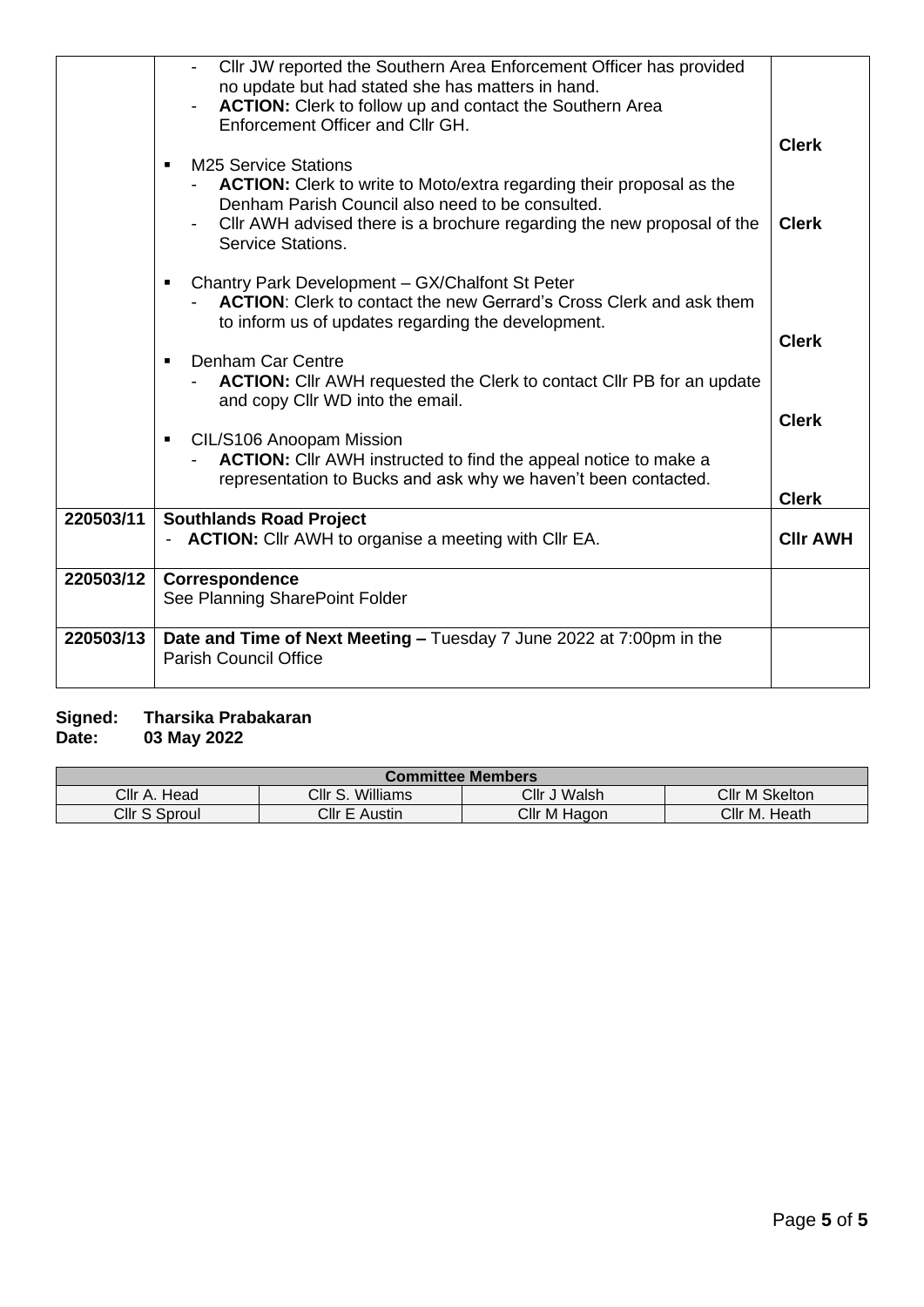| | | |
|---|---|---|
| | - Cllr JW reported the Southern Area Enforcement Officer has provided no update but had stated she has matters in hand.<br>- **ACTION:** Clerk to follow up and contact the Southern Area Enforcement Officer and Cllr GH. | **Clerk** |
| | ▪ M25 Service Stations<br>- **ACTION:** Clerk to write to Moto/extra regarding their proposal as the Denham Parish Council also need to be consulted.<br>- Cllr AWH advised there is a brochure regarding the new proposal of the Service Stations. | **Clerk** |
| | ▪ Chantry Park Development – GX/Chalfont St Peter<br>- **ACTION**: Clerk to contact the new Gerrard's Cross Clerk and ask them to inform us of updates regarding the development. | **Clerk** |
| | ▪ Denham Car Centre<br>- **ACTION:** Cllr AWH requested the Clerk to contact Cllr PB for an update and copy Cllr WD into the email. | **Clerk** |
| | ▪ CIL/S106 Anoopam Mission<br>- **ACTION:** Cllr AWH instructed to find the appeal notice to make a representation to Bucks and ask why we haven't been contacted. | **Clerk** |
| **220503/11** | **Southlands Road Project**<br>- **ACTION:** Cllr AWH to organise a meeting with Cllr EA. | **Cllr AWH** |
| **220503/12** | **Correspondence**<br>See Planning SharePoint Folder | |
| **220503/13** | **Date and Time of Next Meeting –** Tuesday 7 June 2022 at 7:00pm in the Parish Council Office | |

**Signed:** **Tharsika Prabakaran**
**Date:** **03 May 2022**

| **Committee Members** | | | |
|---|---|---|---|
| Cllr A. Head | Cllr S. Williams | Cllr J Walsh | Cllr M Skelton |
| Cllr S Sproul | Cllr E Austin | Cllr M Hagon | Cllr M. Heath |